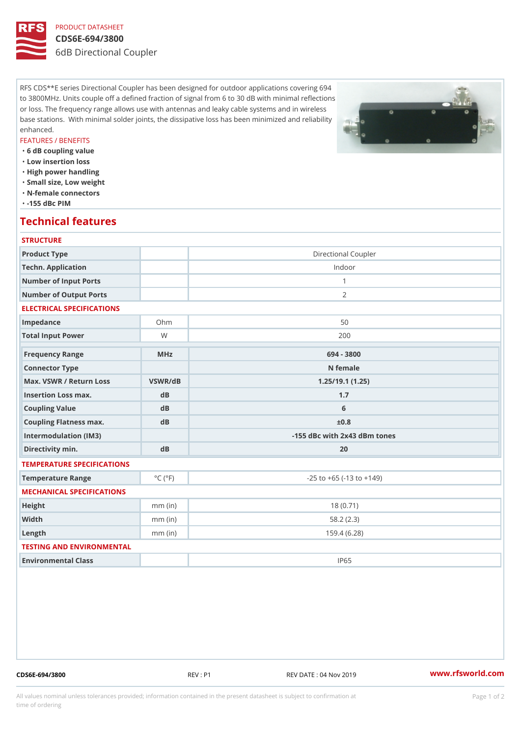PRODUCT DATASHEET

# CDS6E-694/3800

## 6dB Directional Coupler

RFS CDS**E series Directional Coupler has been designed for outdoor applications covering 694 to 3800MHz. Units couple off a defined fraction of signal from 6 to 30 dB with minimal reflections or loss. The frequency range allows use with antennas and leaky cable systems and in wireless base stations. With minimal solder joints, the dissipative loss has been minimized and reliability enhanced.

FEATURES / BENEFITS

- **6 dB coupling value**
- **Low insertion loss**
- **High power handling**
- **Small size, Low weight**
- **N-female connectors**
- **-155 dBc PIM**

## Technical features

### STRUCTURE

| | | |
|---|---|---|
| Product Type | | Directional Coupler |
| Techn. Application | | Indoor |
| Number of Input Ports | | 1 |
| Number of Output Ports | | 2 |

### ELECTRICAL SPECIFICATIONS

| | | |
|---|---|---|
| Impedance | Ohm | 50 |
| Total Input Power | W | 200 |

| | | |
|---|---|---|
| **Frequency Range** | **MHz** | **694 - 3800** |
| **Connector Type** | | **N female** |
| **Max. VSWR / Return Loss** | **VSWR/dB** | **1.25/19.1 (1.25)** |
| **Insertion Loss max.** | **dB** | **1.7** |
| **Coupling Value** | **dB** | **6** |
| **Coupling Flatness max.** | **dB** | **±0.8** |
| **Intermodulation (IM3)** | | **-155 dBc with 2x43 dBm tones** |
| **Directivity min.** | **dB** | **20** |

### TEMPERATURE SPECIFICATIONS

| | | |
|---|---|---|
| Temperature Range | °C (°F) | -25 to +65 (-13 to +149) |

### MECHANICAL SPECIFICATIONS

| | | |
|---|---|---|
| Height | mm (in) | 18 (0.71) |
| Width | mm (in) | 58.2 (2.3) |
| Length | mm (in) | 159.4 (6.28) |

### TESTING AND ENVIRONMENTAL

| | | |
|---|---|---|
| Environmental Class | | IP65 |

CDS6E-694/3800 REV : P1 REV DATE : 04 Nov 2019 www.rfsworld.com

All values nominal unless tolerances provided; information contained in the present datasheet is subject to confirmation at time of ordering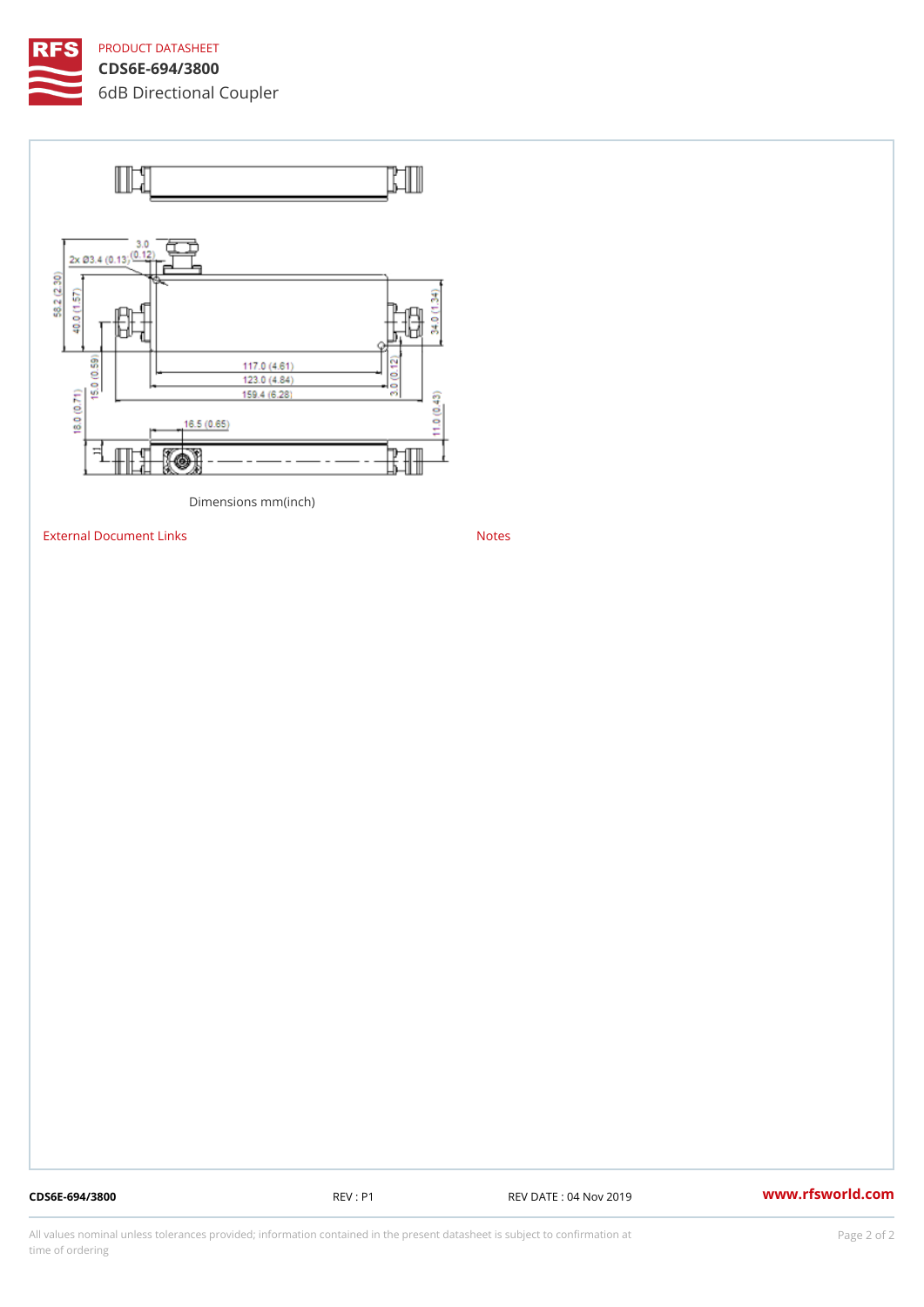PRODUCT DATASHEET

# CDS6E-694/3800

## 6dB Directional Coupler

3.0

2x Ø3.4 (0.13)

(0.12)

58.2 (2.30)

40.0 (1.57)

34.0 (1.34)

117.0 (4.61)

123.0 (4.84)

159.4 (6.28)

15.0 (0.59)

3.0 (0.12)

18.0 (0.71)

11.0 (0.43)

16.5 (0.65)

Dimensions mm(inch)

External Document Links

Notes

CDS6E-694/3800 REV : P1 REV DATE : 04 Nov 2019 www.rfsworld.com

All values nominal unless tolerances provided; information contained in the present datasheet is subject to confirmation at time of ordering